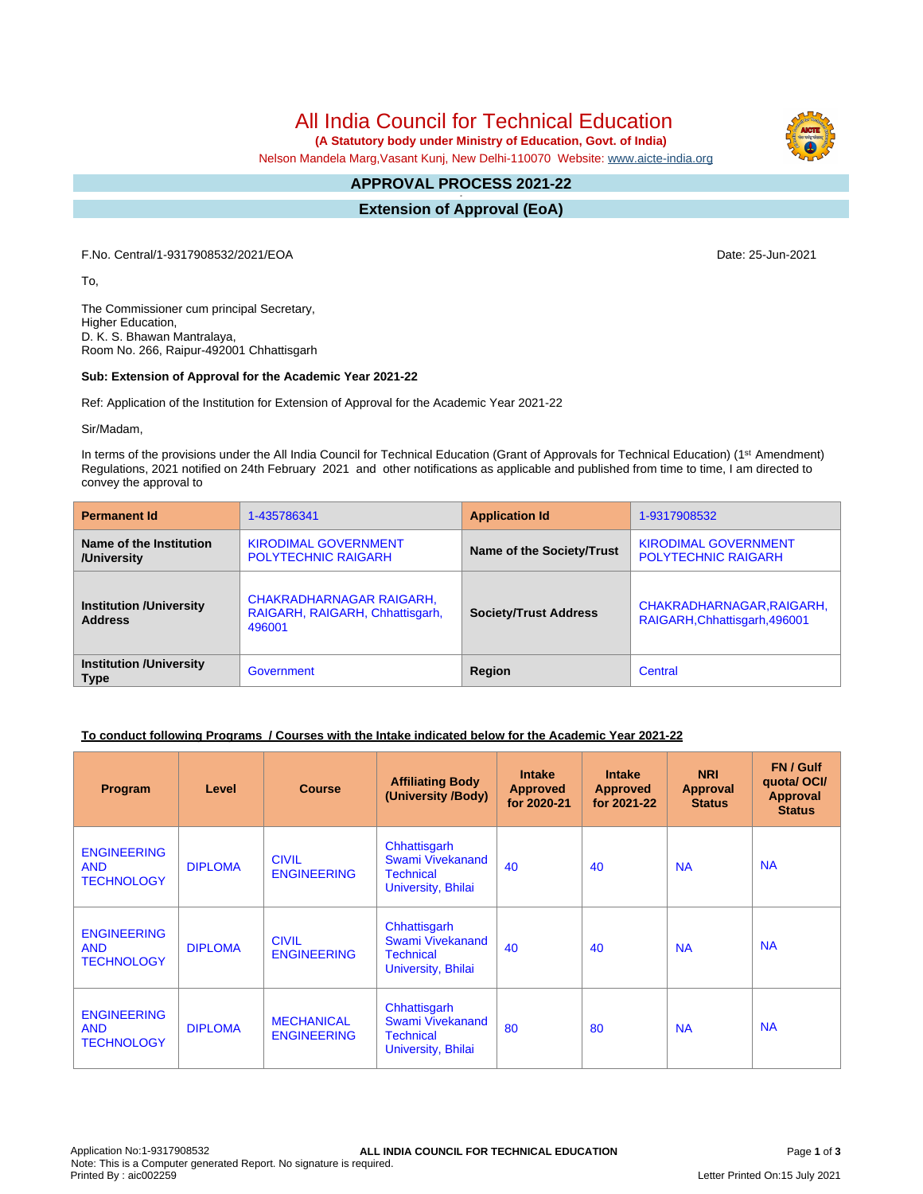# All India Council for Technical Education

**(A Statutory body under Ministry of Education, Govt. of India)**

Nelson Mandela Marg,Vasant Kunj, New Delhi-110070 Website: www.aicte-india.org

## APPROVAL PROCESS 2021-22

## Extension of Approval (EoA)

F.No. Central/1-9317908532/2021/EOA

Date: 25-Jun-2021

To,

The Commissioner cum principal Secretary,
Higher Education,
D. K. S. Bhawan Mantralaya,
Room No. 266, Raipur-492001 Chhattisgarh

**Sub: Extension of Approval for the Academic Year 2021-22**

Ref: Application of the Institution for Extension of Approval for the Academic Year 2021-22

Sir/Madam,

In terms of the provisions under the All India Council for Technical Education (Grant of Approvals for Technical Education) (1st Amendment) Regulations, 2021 notified on 24th February 2021 and other notifications as applicable and published from time to time, I am directed to convey the approval to

| **Permanent Id** | 1-435786341 | **Application Id** | 1-9317908532 |
|---|---|---|---|
| **Name of the Institution /University** | KIRODIMAL GOVERNMENT POLYTECHNIC RAIGARH | **Name of the Society/Trust** | KIRODIMAL GOVERNMENT POLYTECHNIC RAIGARH |
| **Institution /University Address** | CHAKRADHARNAGAR RAIGARH, RAIGARH, RAIGARH, Chhattisgarh, 496001 | **Society/Trust Address** | CHAKRADHARNAGAR,RAIGARH, RAIGARH,Chhattisgarh,496001 |
| **Institution /University Type** | Government | **Region** | Central |

**To conduct following Programs / Courses with the Intake indicated below for the Academic Year 2021-22**

| Program | Level | Course | Affiliating Body (University /Body) | Intake Approved for 2020-21 | Intake Approved for 2021-22 | NRI Approval Status | FN / Gulf quota/ OCI/ Approval Status |
|---|---|---|---|---|---|---|---|
| ENGINEERING AND TECHNOLOGY | DIPLOMA | CIVIL ENGINEERING | Chhattisgarh Swami Vivekanand Technical University, Bhilai | 40 | 40 | NA | NA |
| ENGINEERING AND TECHNOLOGY | DIPLOMA | CIVIL ENGINEERING | Chhattisgarh Swami Vivekanand Technical University, Bhilai | 40 | 40 | NA | NA |
| ENGINEERING AND TECHNOLOGY | DIPLOMA | MECHANICAL ENGINEERING | Chhattisgarh Swami Vivekanand Technical University, Bhilai | 80 | 80 | NA | NA |

Application No:1-9317908532
Note: This is a Computer generated Report. No signature is required.
Printed By : aic002259

Letter Printed On:15 July 2021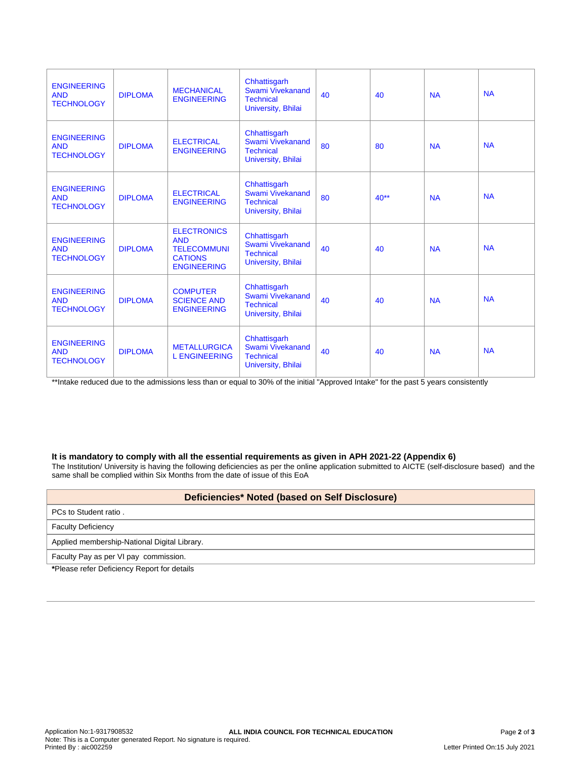| ENGINEERING AND TECHNOLOGY | DIPLOMA | MECHANICAL ENGINEERING | Chhattisgarh Swami Vivekanand Technical University, Bhilai | 40 | 40 | NA | NA |
|---|---|---|---|---|---|---|---|
| ENGINEERING AND TECHNOLOGY | DIPLOMA | ELECTRICAL ENGINEERING | Chhattisgarh Swami Vivekanand Technical University, Bhilai | 80 | 80 | NA | NA |
| ENGINEERING AND TECHNOLOGY | DIPLOMA | ELECTRICAL ENGINEERING | Chhattisgarh Swami Vivekanand Technical University, Bhilai | 80 | 40** | NA | NA |
| ENGINEERING AND TECHNOLOGY | DIPLOMA | ELECTRONICS AND TELECOMMUNICATIONS ENGINEERING | Chhattisgarh Swami Vivekanand Technical University, Bhilai | 40 | 40 | NA | NA |
| ENGINEERING AND TECHNOLOGY | DIPLOMA | COMPUTER SCIENCE AND ENGINEERING | Chhattisgarh Swami Vivekanand Technical University, Bhilai | 40 | 40 | NA | NA |
| ENGINEERING AND TECHNOLOGY | DIPLOMA | METALLURGICAL ENGINEERING | Chhattisgarh Swami Vivekanand Technical University, Bhilai | 40 | 40 | NA | NA |

**Intake reduced due to the admissions less than or equal to 30% of the initial "Approved Intake" for the past 5 years consistently

**It is mandatory to comply with all the essential requirements as given in APH 2021-22 (Appendix 6)**

The Institution/ University is having the following deficiencies as per the online application submitted to AICTE (self-disclosure based) and the same shall be complied within Six Months from the date of issue of this EoA

| Deficiencies* Noted (based on Self Disclosure) |
|---|
| PCs to Student ratio . |
| Faculty Deficiency |
| Applied membership-National Digital Library. |
| Faculty Pay as per VI pay commission. |

***Please refer Deficiency Report for details**

Application No:1-9317908532
Note: This is a Computer generated Report. No signature is required.
Printed By : aic002259

**ALL INDIA COUNCIL FOR TECHNICAL EDUCATION**

Letter Printed On:15 July 2021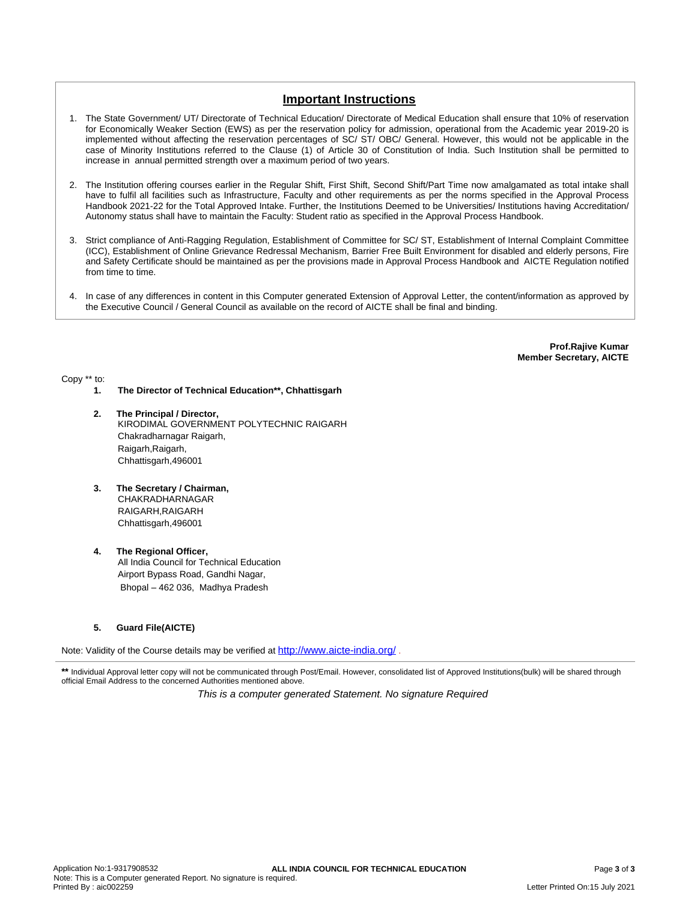## Important Instructions

1. The State Government/ UT/ Directorate of Technical Education/ Directorate of Medical Education shall ensure that 10% of reservation for Economically Weaker Section (EWS) as per the reservation policy for admission, operational from the Academic year 2019-20 is implemented without affecting the reservation percentages of SC/ ST/ OBC/ General. However, this would not be applicable in the case of Minority Institutions referred to the Clause (1) of Article 30 of Constitution of India. Such Institution shall be permitted to increase in annual permitted strength over a maximum period of two years.

2. The Institution offering courses earlier in the Regular Shift, First Shift, Second Shift/Part Time now amalgamated as total intake shall have to fulfil all facilities such as Infrastructure, Faculty and other requirements as per the norms specified in the Approval Process Handbook 2021-22 for the Total Approved Intake. Further, the Institutions Deemed to be Universities/ Institutions having Accreditation/ Autonomy status shall have to maintain the Faculty: Student ratio as specified in the Approval Process Handbook.

3. Strict compliance of Anti-Ragging Regulation, Establishment of Committee for SC/ ST, Establishment of Internal Complaint Committee (ICC), Establishment of Online Grievance Redressal Mechanism, Barrier Free Built Environment for disabled and elderly persons, Fire and Safety Certificate should be maintained as per the provisions made in Approval Process Handbook and AICTE Regulation notified from time to time.

4. In case of any differences in content in this Computer generated Extension of Approval Letter, the content/information as approved by the Executive Council / General Council as available on the record of AICTE shall be final and binding.

**Prof.Rajive Kumar**
**Member Secretary, AICTE**

Copy ** to:

1. **The Director of Technical Education**, Chhattisgarh**

2. **The Principal / Director,**
   KIRODIMAL GOVERNMENT POLYTECHNIC RAIGARH
   Chakradharnagar Raigarh,
   Raigarh,Raigarh,
   Chhattisgarh,496001

3. **The Secretary / Chairman,**
   CHAKRADHARNAGAR
   RAIGARH,RAIGARH
   Chhattisgarh,496001

4. **The Regional Officer,**
   All India Council for Technical Education
   Airport Bypass Road, Gandhi Nagar,
   Bhopal – 462 036, Madhya Pradesh

5. **Guard File(AICTE)**

Note: Validity of the Course details may be verified at http://www.aicte-india.org/ .

** Individual Approval letter copy will not be communicated through Post/Email. However, consolidated list of Approved Institutions(bulk) will be shared through official Email Address to the concerned Authorities mentioned above.

*This is a computer generated Statement. No signature Required*

Application No:1-9317908532
ALL INDIA COUNCIL FOR TECHNICAL EDUCATION
Note: This is a Computer generated Report. No signature is required.
Printed By : aic002259
Letter Printed On:15 July 2021